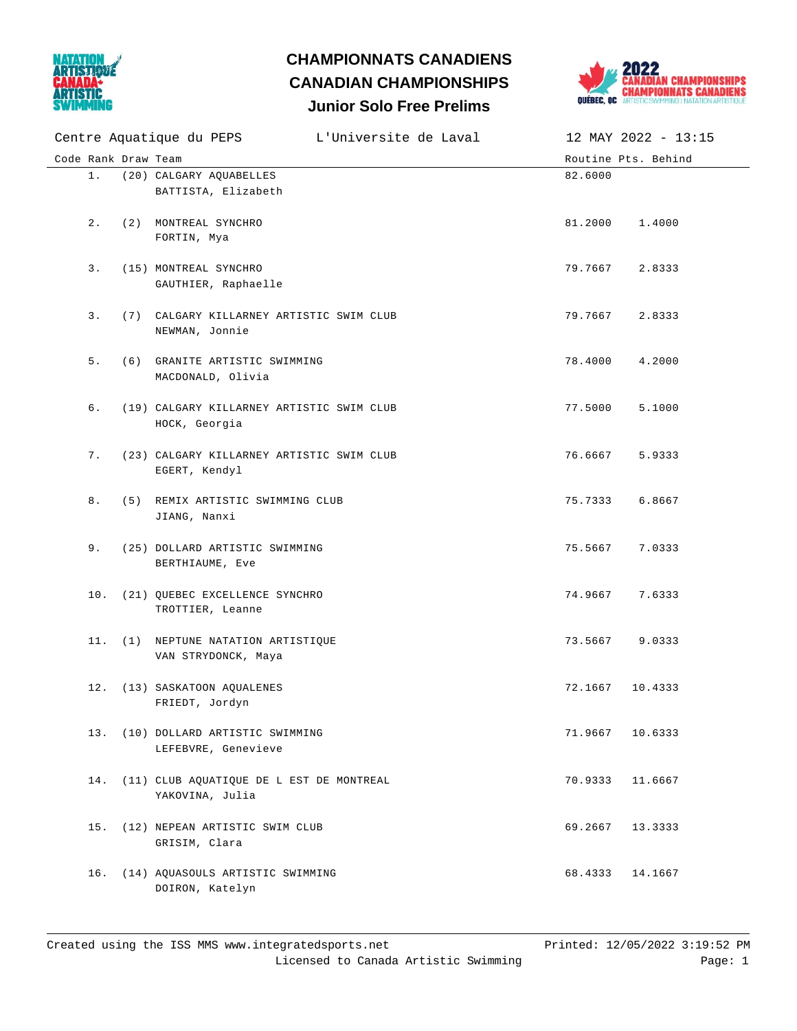# CHAMPIONNATS CANADIENS
# CANADIAN CHAMPIONSHIPS
## Junior Solo Free Prelims

Centre Aquatique du PEPS    L'Universite de Laval    12 MAY 2022 - 13:15

| Code | Rank | Draw | Team | Routine Pts. | Behind |
|---|---|---|---|---|---|
| | 1. | (20) | CALGARY AQUABELLES<br>BATTISTA, Elizabeth | 82.6000 | |
| | 2. | (2) | MONTREAL SYNCHRO<br>FORTIN, Mya | 81.2000 | 1.4000 |
| | 3. | (15) | MONTREAL SYNCHRO<br>GAUTHIER, Raphaelle | 79.7667 | 2.8333 |
| | 3. | (7) | CALGARY KILLARNEY ARTISTIC SWIM CLUB<br>NEWMAN, Jonnie | 79.7667 | 2.8333 |
| | 5. | (6) | GRANITE ARTISTIC SWIMMING<br>MACDONALD, Olivia | 78.4000 | 4.2000 |
| | 6. | (19) | CALGARY KILLARNEY ARTISTIC SWIM CLUB<br>HOCK, Georgia | 77.5000 | 5.1000 |
| | 7. | (23) | CALGARY KILLARNEY ARTISTIC SWIM CLUB<br>EGERT, Kendyl | 76.6667 | 5.9333 |
| | 8. | (5) | REMIX ARTISTIC SWIMMING CLUB<br>JIANG, Nanxi | 75.7333 | 6.8667 |
| | 9. | (25) | DOLLARD ARTISTIC SWIMMING<br>BERTHIAUME, Eve | 75.5667 | 7.0333 |
| | 10. | (21) | QUEBEC EXCELLENCE SYNCHRO<br>TROTTIER, Leanne | 74.9667 | 7.6333 |
| | 11. | (1) | NEPTUNE NATATION ARTISTIQUE<br>VAN STRYDONCK, Maya | 73.5667 | 9.0333 |
| | 12. | (13) | SASKATOON AQUALENES<br>FRIEDT, Jordyn | 72.1667 | 10.4333 |
| | 13. | (10) | DOLLARD ARTISTIC SWIMMING<br>LEFEBVRE, Genevieve | 71.9667 | 10.6333 |
| | 14. | (11) | CLUB AQUATIQUE DE L EST DE MONTREAL<br>YAKOVINA, Julia | 70.9333 | 11.6667 |
| | 15. | (12) | NEPEAN ARTISTIC SWIM CLUB<br>GRISIM, Clara | 69.2667 | 13.3333 |
| | 16. | (14) | AQUASOULS ARTISTIC SWIMMING<br>DOIRON, Katelyn | 68.4333 | 14.1667 |

Created using the ISS MMS www.integratedsports.net    Printed: 12/05/2022 3:19:52 PM
Licensed to Canada Artistic Swimming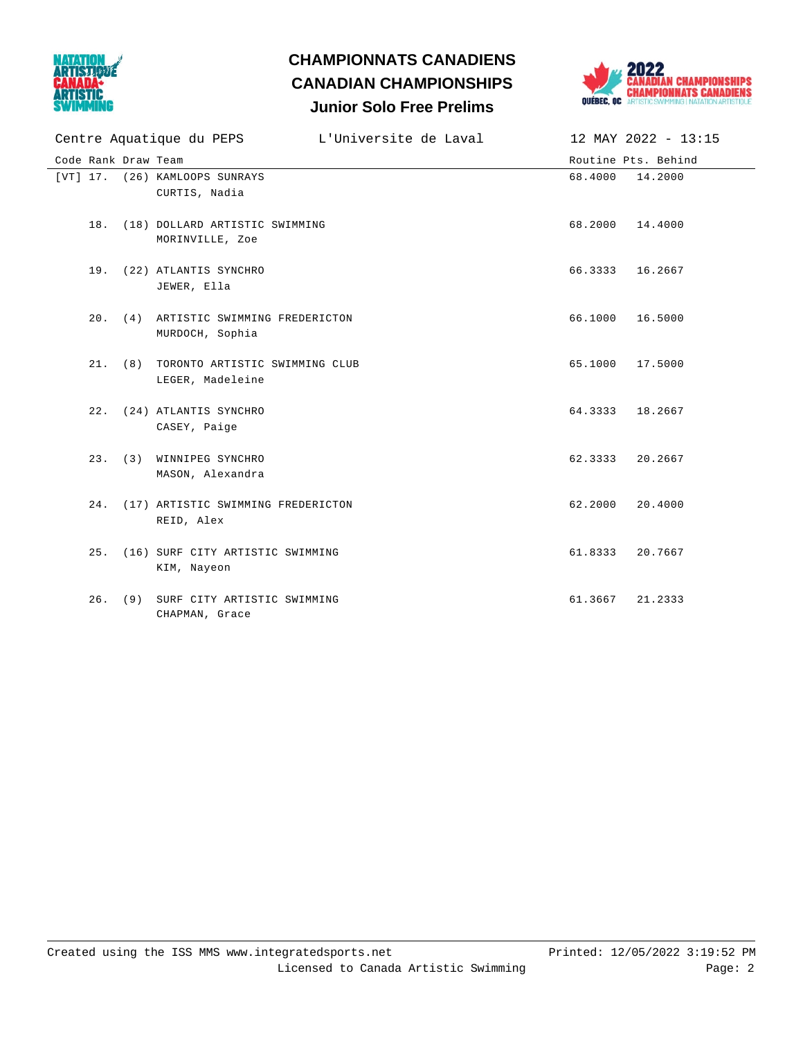# CHAMPIONNATS CANADIENS
# CANADIAN CHAMPIONSHIPS
## Junior Solo Free Prelims

Centre Aquatique du PEPS    L'Universite de Laval    12 MAY 2022 - 13:15

| Code | Rank | Draw | Team | Routine | Pts. Behind |
|---|---|---|---|---|---|
| [VT] | 17. | (26) | KAMLOOPS SUNRAYS<br>CURTIS, Nadia | 68.4000 | 14.2000 |
| | 18. | (18) | DOLLARD ARTISTIC SWIMMING<br>MORINVILLE, Zoe | 68.2000 | 14.4000 |
| | 19. | (22) | ATLANTIS SYNCHRO<br>JEWER, Ella | 66.3333 | 16.2667 |
| | 20. | (4) | ARTISTIC SWIMMING FREDERICTON<br>MURDOCH, Sophia | 66.1000 | 16.5000 |
| | 21. | (8) | TORONTO ARTISTIC SWIMMING CLUB<br>LEGER, Madeleine | 65.1000 | 17.5000 |
| | 22. | (24) | ATLANTIS SYNCHRO<br>CASEY, Paige | 64.3333 | 18.2667 |
| | 23. | (3) | WINNIPEG SYNCHRO<br>MASON, Alexandra | 62.3333 | 20.2667 |
| | 24. | (17) | ARTISTIC SWIMMING FREDERICTON<br>REID, Alex | 62.2000 | 20.4000 |
| | 25. | (16) | SURF CITY ARTISTIC SWIMMING<br>KIM, Nayeon | 61.8333 | 20.7667 |
| | 26. | (9) | SURF CITY ARTISTIC SWIMMING<br>CHAPMAN, Grace | 61.3667 | 21.2333 |

Created using the ISS MMS www.integratedsports.net    Printed: 12/05/2022 3:19:52 PM
Licensed to Canada Artistic Swimming